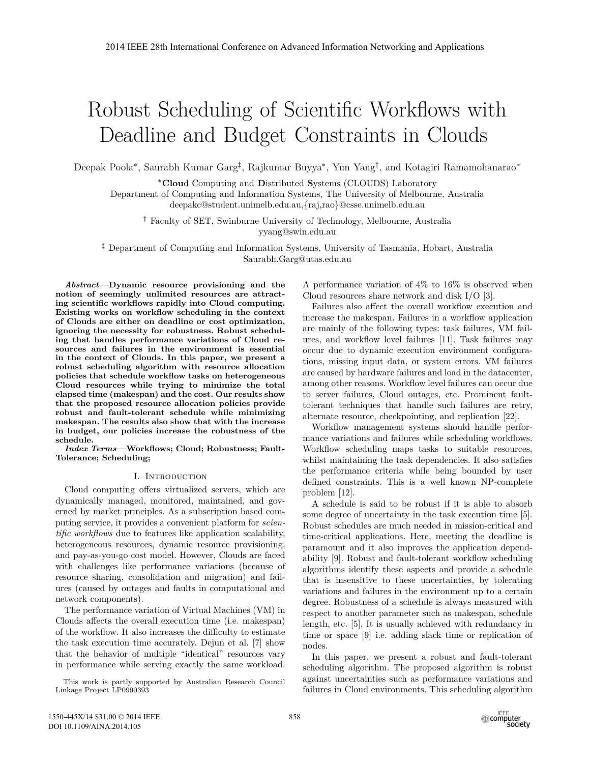# Robust Scheduling of Scientific Workflows with Deadline and Budget Constraints in Clouds

Deepak Poola*, Saurabh Kumar Garg‡, Rajkumar Buyya*, Yun Yang†, and Kotagiri Ramamohanarao*

*Cloud Computing and Distributed Systems (CLOUDS) Laboratory
Department of Computing and Information Systems, The University of Melbourne, Australia
deepakc@student.unimelb.edu.au,{raj,rao}@csse.unimelb.edu.au

† Faculty of SET, Swinburne University of Technology, Melbourne, Australia
yyang@swin.edu.au

‡ Department of Computing and Information Systems, University of Tasmania, Hobart, Australia
Saurabh.Garg@utas.edu.au

***Abstract*—Dynamic resource provisioning and the notion of seemingly unlimited resources are attracting scientific workflows rapidly into Cloud computing. Existing works on workflow scheduling in the context of Clouds are either on deadline or cost optimization, ignoring the necessity for robustness. Robust scheduling that handles performance variations of Cloud resources and failures in the environment is essential in the context of Clouds. In this paper, we present a robust scheduling algorithm with resource allocation policies that schedule workflow tasks on heterogeneous Cloud resources while trying to minimize the total elapsed time (makespan) and the cost. Our results show that the proposed resource allocation policies provide robust and fault-tolerant schedule while minimizing makespan. The results also show that with the increase in budget, our policies increase the robustness of the schedule.**

***Index Terms*—Workflows; Cloud; Robustness; Fault-Tolerance; Scheduling;**

## I. Introduction

Cloud computing offers virtualized servers, which are dynamically managed, monitored, maintained, and governed by market principles. As a subscription based computing service, it provides a convenient platform for *scientific workflows* due to features like application scalability, heterogeneous resources, dynamic resource provisioning, and pay-as-you-go cost model. However, Clouds are faced with challenges like performance variations (because of resource sharing, consolidation and migration) and failures (caused by outages and faults in computational and network components).

The performance variation of Virtual Machines (VM) in Clouds affects the overall execution time (i.e. makespan) of the workflow. It also increases the difficulty to estimate the task execution time accurately. Dejun et al. [7] show that the behavior of multiple "identical" resources vary in performance while serving exactly the same workload. A performance variation of 4% to 16% is observed when Cloud resources share network and disk I/O [3].

Failures also affect the overall workflow execution and increase the makespan. Failures in a workflow application are mainly of the following types: task failures, VM failures, and workflow level failures [11]. Task failures may occur due to dynamic execution environment configurations, missing input data, or system errors. VM failures are caused by hardware failures and load in the datacenter, among other reasons. Workflow level failures can occur due to server failures, Cloud outages, etc. Prominent fault-tolerant techniques that handle such failures are retry, alternate resource, checkpointing, and replication [22].

Workflow management systems should handle performance variations and failures while scheduling workflows. Workflow scheduling maps tasks to suitable resources, whilst maintaining the task dependencies. It also satisfies the performance criteria while being bounded by user defined constraints. This is a well known NP-complete problem [12].

A schedule is said to be robust if it is able to absorb some degree of uncertainty in the task execution time [5]. Robust schedules are much needed in mission-critical and time-critical applications. Here, meeting the deadline is paramount and it also improves the application dependability [9]. Robust and fault-tolerant workflow scheduling algorithms identify these aspects and provide a schedule that is insensitive to these uncertainties, by tolerating variations and failures in the environment up to a certain degree. Robustness of a schedule is always measured with respect to another parameter such as makespan, schedule length, etc. [5]. It is usually achieved with redundancy in time or space [9] i.e. adding slack time or replication of nodes.

In this paper, we present a robust and fault-tolerant scheduling algorithm. The proposed algorithm is robust against uncertainties such as performance variations and failures in Cloud environments. This scheduling algorithm

This work is partly supported by Australian Research Council Linkage Project LP0990393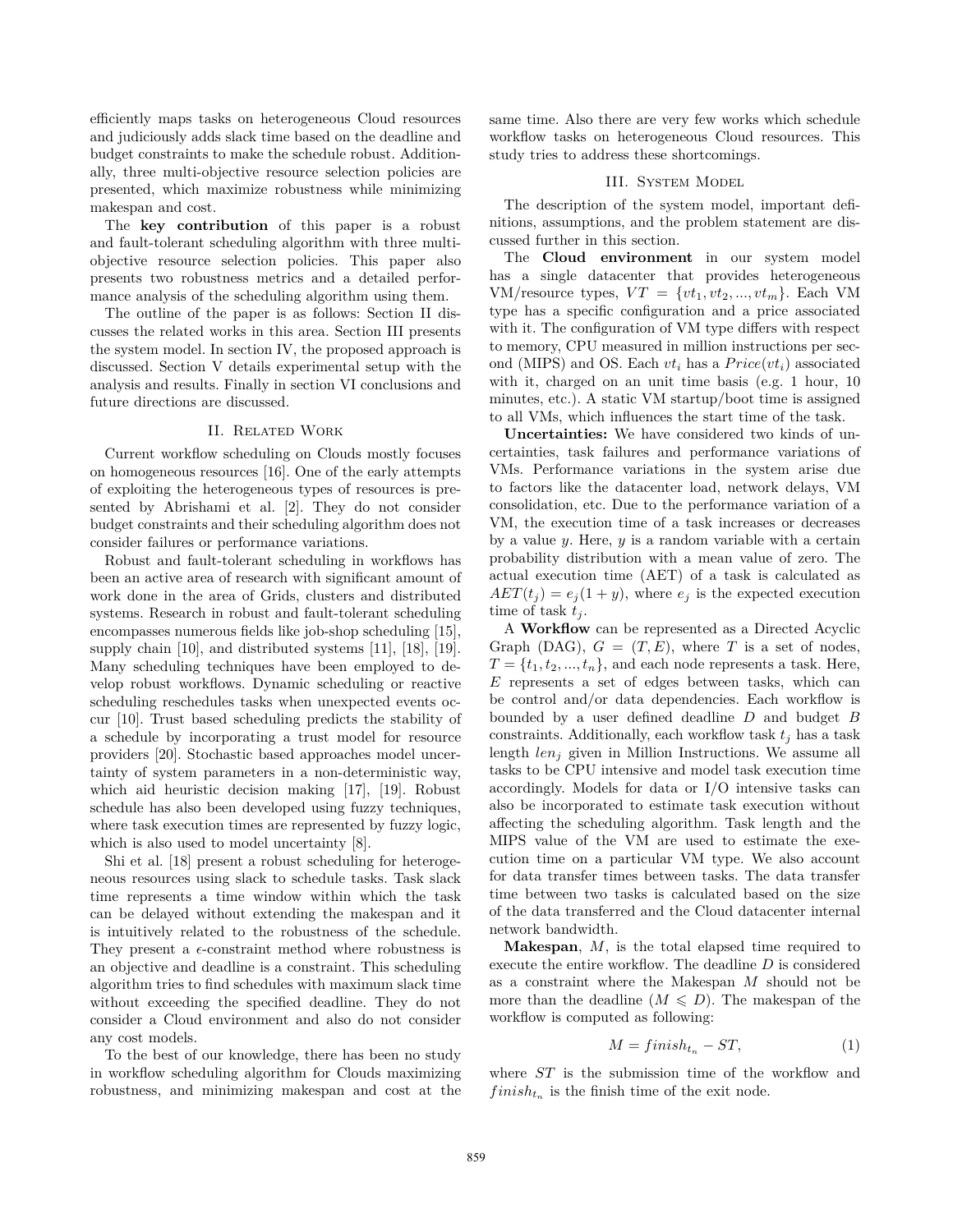efficiently maps tasks on heterogeneous Cloud resources and judiciously adds slack time based on the deadline and budget constraints to make the schedule robust. Additionally, three multi-objective resource selection policies are presented, which maximize robustness while minimizing makespan and cost.

The **key contribution** of this paper is a robust and fault-tolerant scheduling algorithm with three multi-objective resource selection policies. This paper also presents two robustness metrics and a detailed performance analysis of the scheduling algorithm using them.

The outline of the paper is as follows: Section II discusses the related works in this area. Section III presents the system model. In section IV, the proposed approach is discussed. Section V details experimental setup with the analysis and results. Finally in section VI conclusions and future directions are discussed.

## II. Related Work

Current workflow scheduling on Clouds mostly focuses on homogeneous resources [16]. One of the early attempts of exploiting the heterogeneous types of resources is presented by Abrishami et al. [2]. They do not consider budget constraints and their scheduling algorithm does not consider failures or performance variations.

Robust and fault-tolerant scheduling in workflows has been an active area of research with significant amount of work done in the area of Grids, clusters and distributed systems. Research in robust and fault-tolerant scheduling encompasses numerous fields like job-shop scheduling [15], supply chain [10], and distributed systems [11], [18], [19]. Many scheduling techniques have been employed to develop robust workflows. Dynamic scheduling or reactive scheduling reschedules tasks when unexpected events occur [10]. Trust based scheduling predicts the stability of a schedule by incorporating a trust model for resource providers [20]. Stochastic based approaches model uncertainty of system parameters in a non-deterministic way, which aid heuristic decision making [17], [19]. Robust schedule has also been developed using fuzzy techniques, where task execution times are represented by fuzzy logic, which is also used to model uncertainty [8].

Shi et al. [18] present a robust scheduling for heterogeneous resources using slack to schedule tasks. Task slack time represents a time window within which the task can be delayed without extending the makespan and it is intuitively related to the robustness of the schedule. They present a $\epsilon$-constraint method where robustness is an objective and deadline is a constraint. This scheduling algorithm tries to find schedules with maximum slack time without exceeding the specified deadline. They do not consider a Cloud environment and also do not consider any cost models.

To the best of our knowledge, there has been no study in workflow scheduling algorithm for Clouds maximizing robustness, and minimizing makespan and cost at the same time. Also there are very few works which schedule workflow tasks on heterogeneous Cloud resources. This study tries to address these shortcomings.

## III. System Model

The description of the system model, important definitions, assumptions, and the problem statement are discussed further in this section.

The **Cloud environment** in our system model has a single datacenter that provides heterogeneous VM/resource types, $VT = \{vt_1, vt_2, ..., vt_m\}$. Each VM type has a specific configuration and a price associated with it. The configuration of VM type differs with respect to memory, CPU measured in million instructions per second (MIPS) and OS. Each $vt_i$ has a $Price(vt_i)$ associated with it, charged on an unit time basis (e.g. 1 hour, 10 minutes, etc.). A static VM startup/boot time is assigned to all VMs, which influences the start time of the task.

**Uncertainties:** We have considered two kinds of uncertainties, task failures and performance variations of VMs. Performance variations in the system arise due to factors like the datacenter load, network delays, VM consolidation, etc. Due to the performance variation of a VM, the execution time of a task increases or decreases by a value $y$. Here, $y$ is a random variable with a certain probability distribution with a mean value of zero. The actual execution time (AET) of a task is calculated as $AET(t_j) = e_j(1 + y)$, where $e_j$ is the expected execution time of task $t_j$.

A **Workflow** can be represented as a Directed Acyclic Graph (DAG), $G = (T, E)$, where $T$ is a set of nodes, $T = \{t_1, t_2, ..., t_n\}$, and each node represents a task. Here, $E$ represents a set of edges between tasks, which can be control and/or data dependencies. Each workflow is bounded by a user defined deadline $D$ and budget $B$ constraints. Additionally, each workflow task $t_j$ has a task length $len_j$ given in Million Instructions. We assume all tasks to be CPU intensive and model task execution time accordingly. Models for data or I/O intensive tasks can also be incorporated to estimate task execution without affecting the scheduling algorithm. Task length and the MIPS value of the VM are used to estimate the execution time on a particular VM type. We also account for data transfer times between tasks. The data transfer time between two tasks is calculated based on the size of the data transferred and the Cloud datacenter internal network bandwidth.

**Makespan**, $M$, is the total elapsed time required to execute the entire workflow. The deadline $D$ is considered as a constraint where the Makespan $M$ should not be more than the deadline ($M \leqslant D$). The makespan of the workflow is computed as following:

$$M = finish_{t_n} - ST, \tag{1}$$

where $ST$ is the submission time of the workflow and $finish_{t_n}$ is the finish time of the exit node.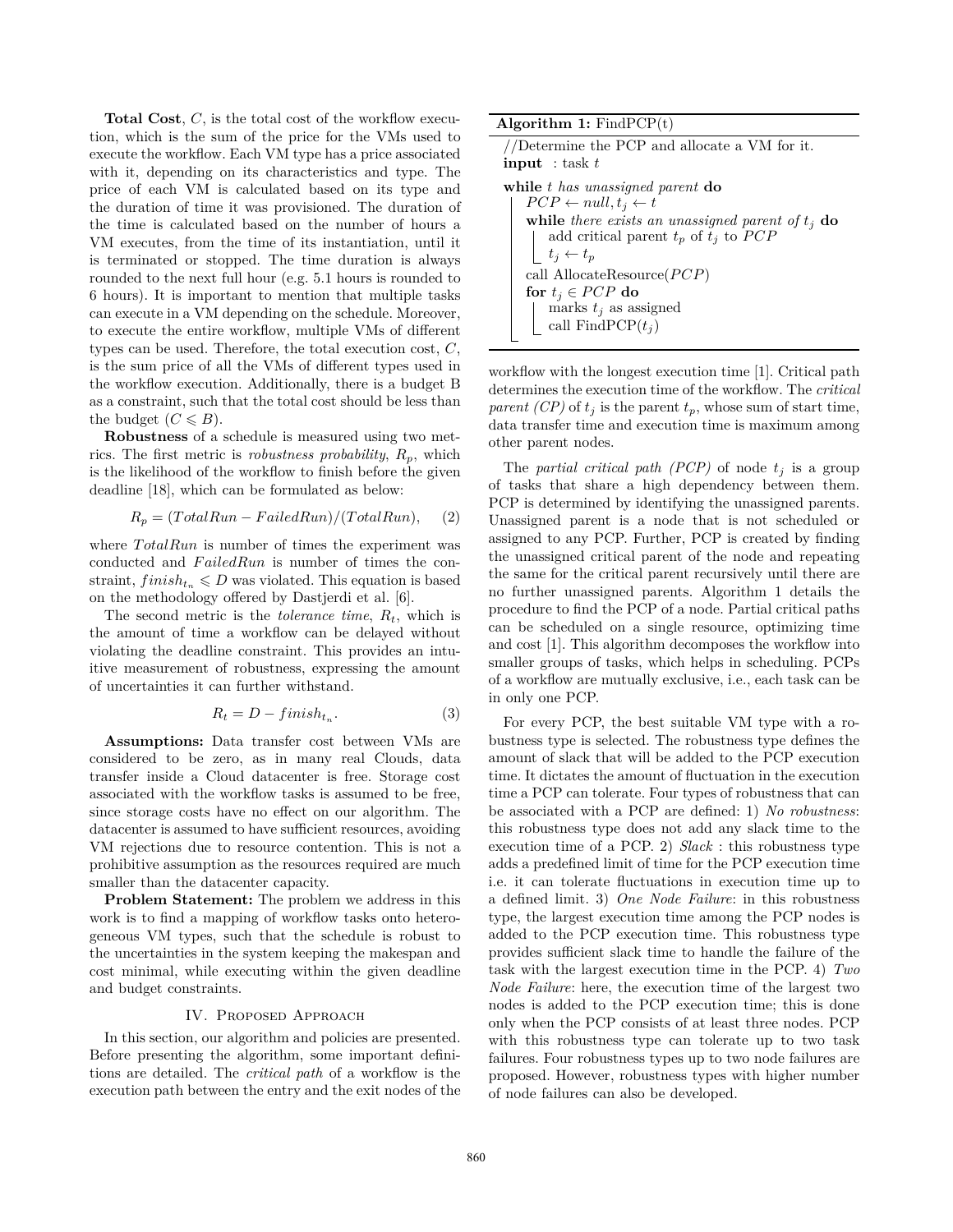**Total Cost**, $C$, is the total cost of the workflow execution, which is the sum of the price for the VMs used to execute the workflow. Each VM type has a price associated with it, depending on its characteristics and type. The price of each VM is calculated based on its type and the duration of time it was provisioned. The duration of the time is calculated based on the number of hours a VM executes, from the time of its instantiation, until it is terminated or stopped. The time duration is always rounded to the next full hour (e.g. 5.1 hours is rounded to 6 hours). It is important to mention that multiple tasks can execute in a VM depending on the schedule. Moreover, to execute the entire workflow, multiple VMs of different types can be used. Therefore, the total execution cost, $C$, is the sum price of all the VMs of different types used in the workflow execution. Additionally, there is a budget B as a constraint, such that the total cost should be less than the budget ($C \leqslant B$).

**Robustness** of a schedule is measured using two metrics. The first metric is *robustness probability*, $R_p$, which is the likelihood of the workflow to finish before the given deadline [18], which can be formulated as below:

$$R_p = (TotalRun - FailedRun)/(TotalRun), \qquad (2)$$

where $TotalRun$ is number of times the experiment was conducted and $FailedRun$ is number of times the constraint, $finish_{t_n} \leqslant D$ was violated. This equation is based on the methodology offered by Dastjerdi et al. [6].

The second metric is the *tolerance time*, $R_t$, which is the amount of time a workflow can be delayed without violating the deadline constraint. This provides an intuitive measurement of robustness, expressing the amount of uncertainties it can further withstand.

$$R_t = D - finish_{t_n}. \qquad (3)$$

**Assumptions:** Data transfer cost between VMs are considered to be zero, as in many real Clouds, data transfer inside a Cloud datacenter is free. Storage cost associated with the workflow tasks is assumed to be free, since storage costs have no effect on our algorithm. The datacenter is assumed to have sufficient resources, avoiding VM rejections due to resource contention. This is not a prohibitive assumption as the resources required are much smaller than the datacenter capacity.

**Problem Statement:** The problem we address in this work is to find a mapping of workflow tasks onto heterogeneous VM types, such that the schedule is robust to the uncertainties in the system keeping the makespan and cost minimal, while executing within the given deadline and budget constraints.

## IV. Proposed Approach

In this section, our algorithm and policies are presented. Before presenting the algorithm, some important definitions are detailed. The *critical path* of a workflow is the execution path between the entry and the exit nodes of the workflow with the longest execution time [1]. Critical path determines the execution time of the workflow. The *critical parent (CP)* of $t_j$ is the parent $t_p$, whose sum of start time, data transfer time and execution time is maximum among other parent nodes.

**Algorithm 1:** FindPCP(t)

```
//Determine the PCP and allocate a VM for it.
input : task t
while t has unassigned parent do
    PCP ← null, t_j ← t
    while there exists an unassigned parent of t_j do
        add critical parent t_p of t_j to PCP
        t_j ← t_p
    call AllocateResource(PCP)
    for t_j ∈ PCP do
        marks t_j as assigned
        call FindPCP(t_j)
```

The *partial critical path (PCP)* of node $t_j$ is a group of tasks that share a high dependency between them. PCP is determined by identifying the unassigned parents. Unassigned parent is a node that is not scheduled or assigned to any PCP. Further, PCP is created by finding the unassigned critical parent of the node and repeating the same for the critical parent recursively until there are no further unassigned parents. Algorithm 1 details the procedure to find the PCP of a node. Partial critical paths can be scheduled on a single resource, optimizing time and cost [1]. This algorithm decomposes the workflow into smaller groups of tasks, which helps in scheduling. PCPs of a workflow are mutually exclusive, i.e., each task can be in only one PCP.

For every PCP, the best suitable VM type with a robustness type is selected. The robustness type defines the amount of slack that will be added to the PCP execution time. It dictates the amount of fluctuation in the execution time a PCP can tolerate. Four types of robustness that can be associated with a PCP are defined: 1) *No robustness*: this robustness type does not add any slack time to the execution time of a PCP. 2) *Slack* : this robustness type adds a predefined limit of time for the PCP execution time i.e. it can tolerate fluctuations in execution time up to a defined limit. 3) *One Node Failure*: in this robustness type, the largest execution time among the PCP nodes is added to the PCP execution time. This robustness type provides sufficient slack time to handle the failure of the task with the largest execution time in the PCP. 4) *Two Node Failure*: here, the execution time of the largest two nodes is added to the PCP execution time; this is done only when the PCP consists of at least three nodes. PCP with this robustness type can tolerate up to two task failures. Four robustness types up to two node failures are proposed. However, robustness types with higher number of node failures can also be developed.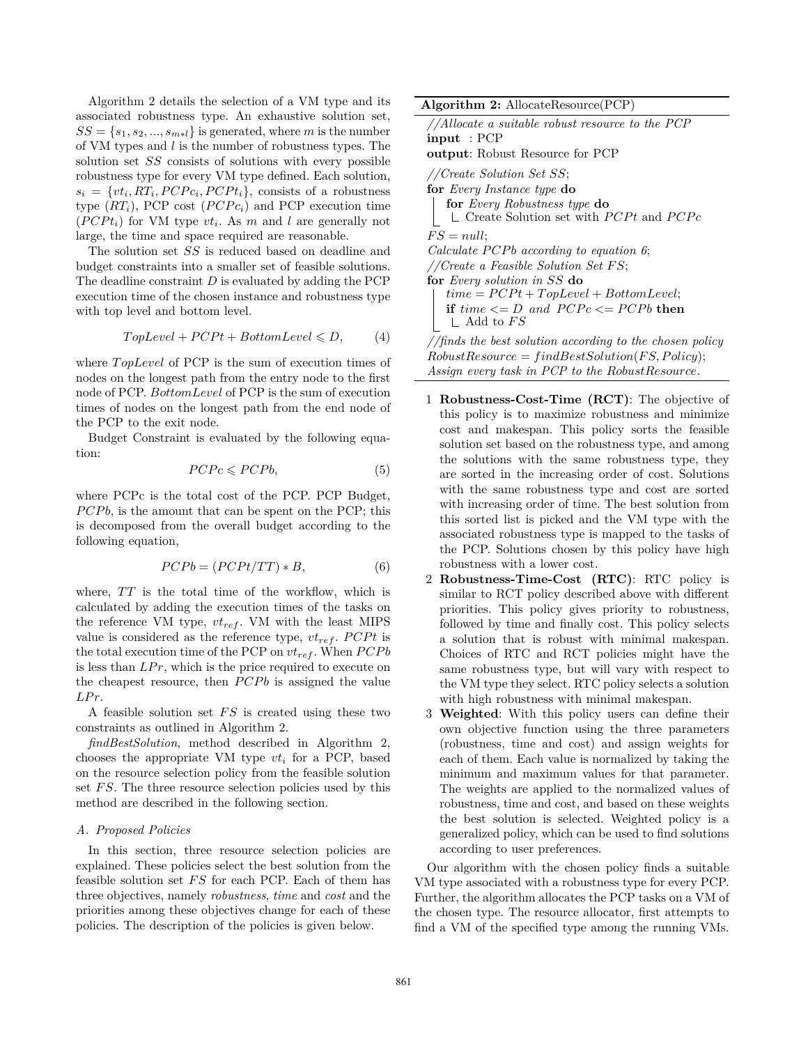Algorithm 2 details the selection of a VM type and its associated robustness type. An exhaustive solution set, $SS = \{s_1, s_2, ..., s_{m*l}\}$ is generated, where $m$ is the number of VM types and $l$ is the number of robustness types. The solution set $SS$ consists of solutions with every possible robustness type for every VM type defined. Each solution, $s_i = \{vt_i, RT_i, PCPc_i, PCPt_i\}$, consists of a robustness type ($RT_i$), PCP cost ($PCPc_i$) and PCP execution time ($PCPt_i$) for VM type $vt_i$. As $m$ and $l$ are generally not large, the time and space required are reasonable.

The solution set $SS$ is reduced based on deadline and budget constraints into a smaller set of feasible solutions. The deadline constraint $D$ is evaluated by adding the PCP execution time of the chosen instance and robustness type with top level and bottom level.

$$TopLevel + PCPt + BottomLevel \leqslant D, \tag{4}$$

where $TopLevel$ of PCP is the sum of execution times of nodes on the longest path from the entry node to the first node of PCP. $BottomLevel$ of PCP is the sum of execution times of nodes on the longest path from the end node of the PCP to the exit node.

Budget Constraint is evaluated by the following equation:

$$PCPc \leqslant PCPb, \tag{5}$$

where PCPc is the total cost of the PCP. PCP Budget, $PCPb$, is the amount that can be spent on the PCP; this is decomposed from the overall budget according to the following equation,

$$PCPb = (PCPt/TT) * B, \tag{6}$$

where, $TT$ is the total time of the workflow, which is calculated by adding the execution times of the tasks on the reference VM type, $vt_{ref}$. VM with the least MIPS value is considered as the reference type, $vt_{ref}$. $PCPt$ is the total execution time of the PCP on $vt_{ref}$. When $PCPb$ is less than $LPr$, which is the price required to execute on the cheapest resource, then $PCPb$ is assigned the value $LPr$.

A feasible solution set $FS$ is created using these two constraints as outlined in Algorithm 2.

*findBestSolution*, method described in Algorithm 2, chooses the appropriate VM type $vt_i$ for a PCP, based on the resource selection policy from the feasible solution set $FS$. The three resource selection policies used by this method are described in the following section.

```
Algorithm 2: AllocateResource(PCP)
//Allocate a suitable robust resource to the PCP
input  : PCP
output: Robust Resource for PCP
//Create Solution Set SS;
for Every Instance type do
    for Every Robustness type do
        Create Solution set with PCPt and PCPc
FS = null;
Calculate PCPb according to equation 6;
//Create a Feasible Solution Set FS;
for Every solution in SS do
    time = PCPt + TopLevel + BottomLevel;
    if time <= D and PCPc <= PCPb then
        Add to FS
//finds the best solution according to the chosen policy
RobustResource = findBestSolution(FS, Policy);
Assign every task in PCP to the RobustResource.
```

### A. Proposed Policies

In this section, three resource selection policies are explained. These policies select the best solution from the feasible solution set $FS$ for each PCP. Each of them has three objectives, namely *robustness*, *time* and *cost* and the priorities among these objectives change for each of these policies. The description of the policies is given below.

1. **Robustness-Cost-Time (RCT)**: The objective of this policy is to maximize robustness and minimize cost and makespan. This policy sorts the feasible solution set based on the robustness type, and among the solutions with the same robustness type, they are sorted in the increasing order of cost. Solutions with the same robustness type and cost are sorted with increasing order of time. The best solution from this sorted list is picked and the VM type with the associated robustness type is mapped to the tasks of the PCP. Solutions chosen by this policy have high robustness with a lower cost.
2. **Robustness-Time-Cost (RTC)**: RTC policy is similar to RCT policy described above with different priorities. This policy gives priority to robustness, followed by time and finally cost. This policy selects a solution that is robust with minimal makespan. Choices of RTC and RCT policies might have the same robustness type, but will vary with respect to the VM type they select. RTC policy selects a solution with high robustness with minimal makespan.
3. **Weighted**: With this policy users can define their own objective function using the three parameters (robustness, time and cost) and assign weights for each of them. Each value is normalized by taking the minimum and maximum values for that parameter. The weights are applied to the normalized values of robustness, time and cost, and based on these weights the best solution is selected. Weighted policy is a generalized policy, which can be used to find solutions according to user preferences.

Our algorithm with the chosen policy finds a suitable VM type associated with a robustness type for every PCP. Further, the algorithm allocates the PCP tasks on a VM of the chosen type. The resource allocator, first attempts to find a VM of the specified type among the running VMs.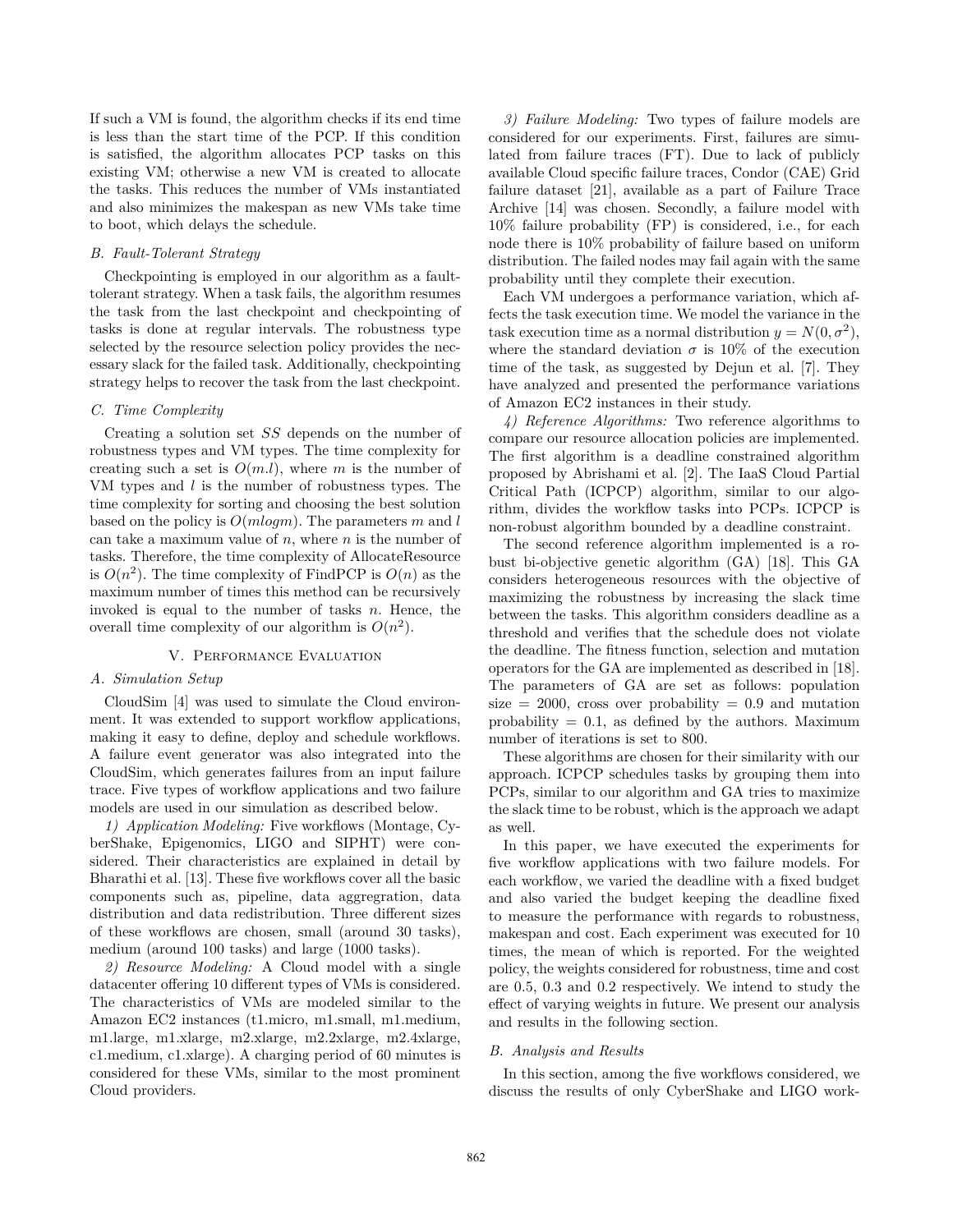If such a VM is found, the algorithm checks if its end time is less than the start time of the PCP. If this condition is satisfied, the algorithm allocates PCP tasks on this existing VM; otherwise a new VM is created to allocate the tasks. This reduces the number of VMs instantiated and also minimizes the makespan as new VMs take time to boot, which delays the schedule.

### B. Fault-Tolerant Strategy

Checkpointing is employed in our algorithm as a fault-tolerant strategy. When a task fails, the algorithm resumes the task from the last checkpoint and checkpointing of tasks is done at regular intervals. The robustness type selected by the resource selection policy provides the necessary slack for the failed task. Additionally, checkpointing strategy helps to recover the task from the last checkpoint.

### C. Time Complexity

Creating a solution set $SS$ depends on the number of robustness types and VM types. The time complexity for creating such a set is $O(m.l)$, where $m$ is the number of VM types and $l$ is the number of robustness types. The time complexity for sorting and choosing the best solution based on the policy is $O(mlogm)$. The parameters $m$ and $l$ can take a maximum value of $n$, where $n$ is the number of tasks. Therefore, the time complexity of AllocateResource is $O(n^2)$. The time complexity of FindPCP is $O(n)$ as the maximum number of times this method can be recursively invoked is equal to the number of tasks $n$. Hence, the overall time complexity of our algorithm is $O(n^2)$.

## V. Performance Evaluation

### A. Simulation Setup

CloudSim [4] was used to simulate the Cloud environment. It was extended to support workflow applications, making it easy to define, deploy and schedule workflows. A failure event generator was also integrated into the CloudSim, which generates failures from an input failure trace. Five types of workflow applications and two failure models are used in our simulation as described below.

*1) Application Modeling:* Five workflows (Montage, CyberShake, Epigenomics, LIGO and SIPHT) were considered. Their characteristics are explained in detail by Bharathi et al. [13]. These five workflows cover all the basic components such as, pipeline, data aggregration, data distribution and data redistribution. Three different sizes of these workflows are chosen, small (around 30 tasks), medium (around 100 tasks) and large (1000 tasks).

*2) Resource Modeling:* A Cloud model with a single datacenter offering 10 different types of VMs is considered. The characteristics of VMs are modeled similar to the Amazon EC2 instances (t1.micro, m1.small, m1.medium, m1.large, m1.xlarge, m2.xlarge, m2.2xlarge, m2.4xlarge, c1.medium, c1.xlarge). A charging period of 60 minutes is considered for these VMs, similar to the most prominent Cloud providers.

*3) Failure Modeling:* Two types of failure models are considered for our experiments. First, failures are simulated from failure traces (FT). Due to lack of publicly available Cloud specific failure traces, Condor (CAE) Grid failure dataset [21], available as a part of Failure Trace Archive [14] was chosen. Secondly, a failure model with 10% failure probability (FP) is considered, i.e., for each node there is 10% probability of failure based on uniform distribution. The failed nodes may fail again with the same probability until they complete their execution.

Each VM undergoes a performance variation, which affects the task execution time. We model the variance in the task execution time as a normal distribution $y = N(0, \sigma^2)$, where the standard deviation $\sigma$ is 10% of the execution time of the task, as suggested by Dejun et al. [7]. They have analyzed and presented the performance variations of Amazon EC2 instances in their study.

*4) Reference Algorithms:* Two reference algorithms to compare our resource allocation policies are implemented. The first algorithm is a deadline constrained algorithm proposed by Abrishami et al. [2]. The IaaS Cloud Partial Critical Path (ICPCP) algorithm, similar to our algorithm, divides the workflow tasks into PCPs. ICPCP is non-robust algorithm bounded by a deadline constraint.

The second reference algorithm implemented is a robust bi-objective genetic algorithm (GA) [18]. This GA considers heterogeneous resources with the objective of maximizing the robustness by increasing the slack time between the tasks. This algorithm considers deadline as a threshold and verifies that the schedule does not violate the deadline. The fitness function, selection and mutation operators for the GA are implemented as described in [18]. The parameters of GA are set as follows: population size = 2000, cross over probability = 0.9 and mutation probability = 0.1, as defined by the authors. Maximum number of iterations is set to 800.

These algorithms are chosen for their similarity with our approach. ICPCP schedules tasks by grouping them into PCPs, similar to our algorithm and GA tries to maximize the slack time to be robust, which is the approach we adapt as well.

In this paper, we have executed the experiments for five workflow applications with two failure models. For each workflow, we varied the deadline with a fixed budget and also varied the budget keeping the deadline fixed to measure the performance with regards to robustness, makespan and cost. Each experiment was executed for 10 times, the mean of which is reported. For the weighted policy, the weights considered for robustness, time and cost are 0.5, 0.3 and 0.2 respectively. We intend to study the effect of varying weights in future. We present our analysis and results in the following section.

### B. Analysis and Results

In this section, among the five workflows considered, we discuss the results of only CyberShake and LIGO work-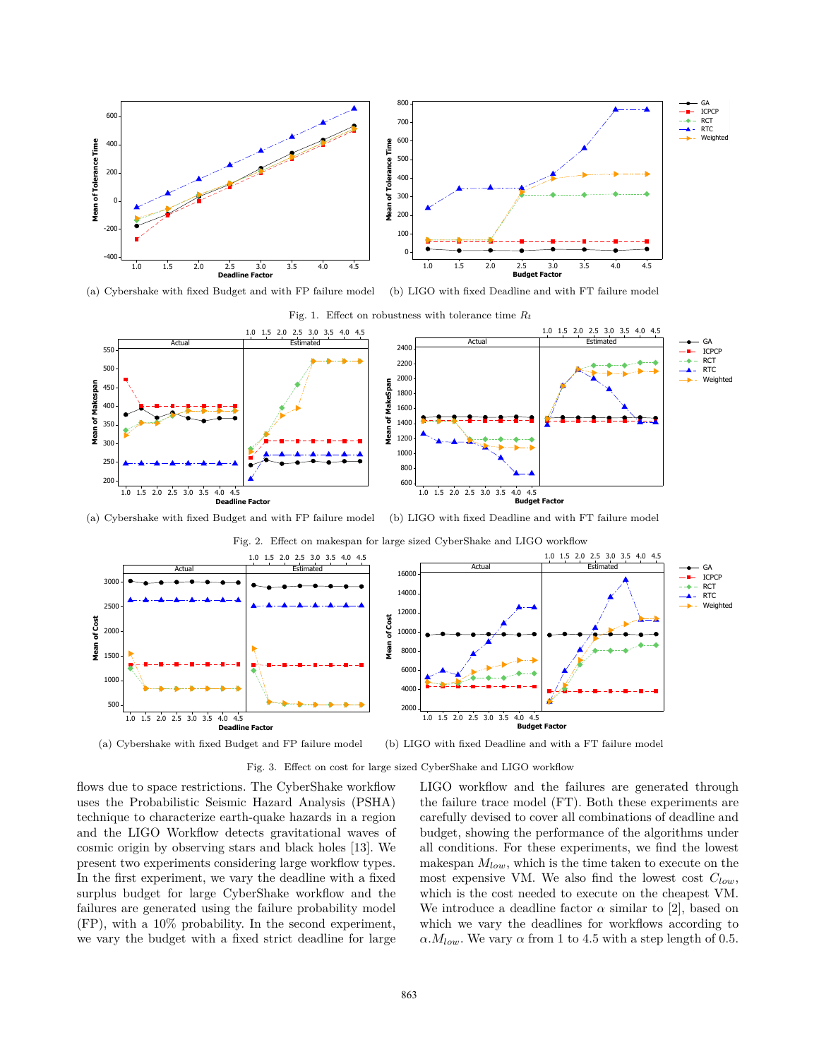(a) Cybershake with fixed Budget and with FP failure model (b) LIGO with fixed Deadline and with FT failure model

Fig. 1. Effect on robustness with tolerance time $R_t$

(a) Cybershake with fixed Budget and with FP failure model (b) LIGO with fixed Deadline and with FT failure model

Fig. 2. Effect on makespan for large sized CyberShake and LIGO workflow

(a) Cybershake with fixed Budget and FP failure model (b) LIGO with fixed Deadline and with a FT failure model

Fig. 3. Effect on cost for large sized CyberShake and LIGO workflow

flows due to space restrictions. The CyberShake workflow uses the Probabilistic Seismic Hazard Analysis (PSHA) technique to characterize earth-quake hazards in a region and the LIGO Workflow detects gravitational waves of cosmic origin by observing stars and black holes [13]. We present two experiments considering large workflow types. In the first experiment, we vary the deadline with a fixed surplus budget for large CyberShake workflow and the failures are generated using the failure probability model (FP), with a 10% probability. In the second experiment, we vary the budget with a fixed strict deadline for large LIGO workflow and the failures are generated through the failure trace model (FT). Both these experiments are carefully devised to cover all combinations of deadline and budget, showing the performance of the algorithms under all conditions. For these experiments, we find the lowest makespan $M_{low}$, which is the time taken to execute on the most expensive VM. We also find the lowest cost $C_{low}$, which is the cost needed to execute on the cheapest VM. We introduce a deadline factor $\alpha$ similar to [2], based on which we vary the deadlines for workflows according to $\alpha . M_{low}$. We vary $\alpha$ from 1 to 4.5 with a step length of 0.5.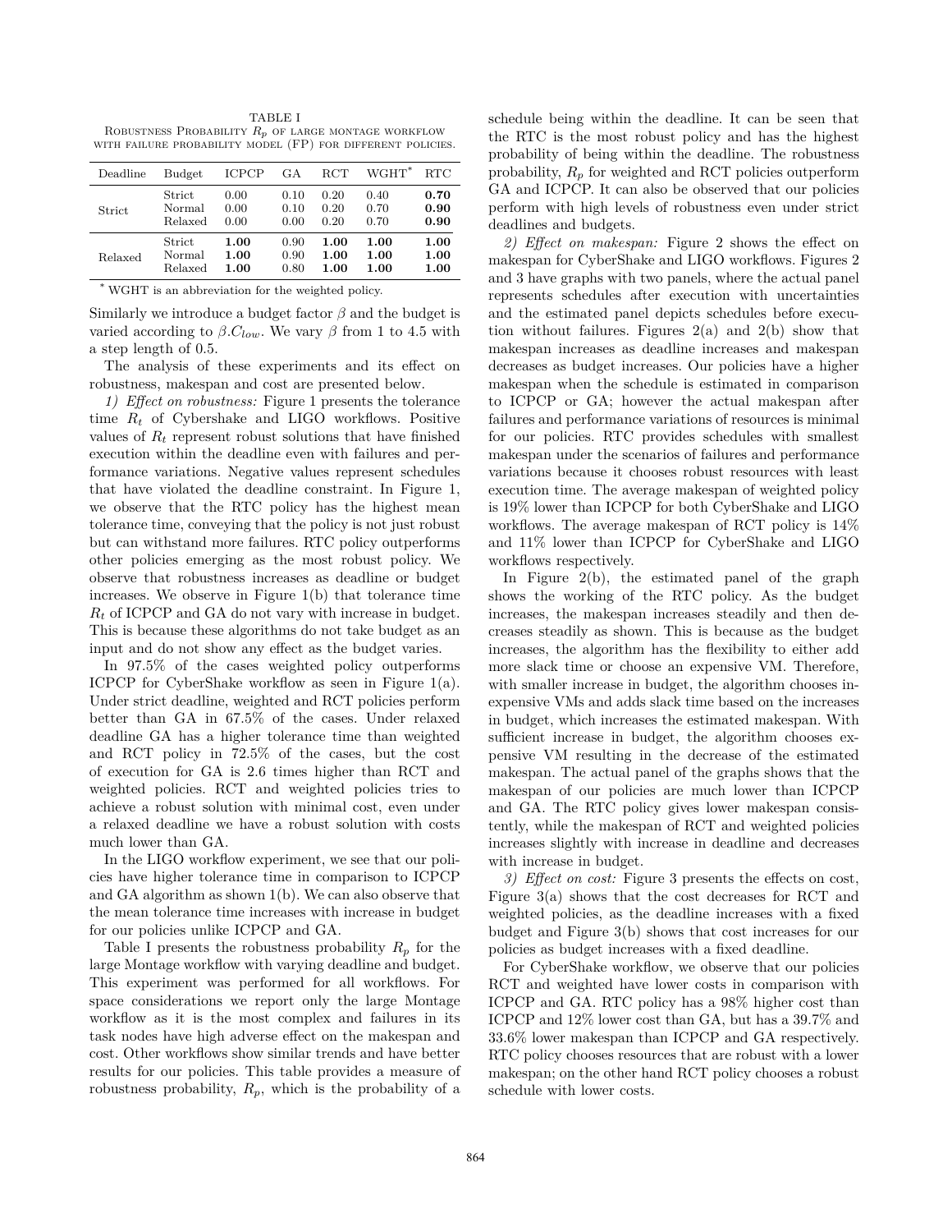TABLE I

Robustness Probability $R_p$ of large montage workflow with failure probability model (FP) for different policies.

| Deadline | Budget | ICPCP | GA | RCT | WGHT* | RTC |
|---|---|---|---|---|---|---|
| Strict | Strict | 0.00 | 0.10 | 0.20 | 0.40 | **0.70** |
| | Normal | 0.00 | 0.10 | 0.20 | 0.70 | **0.90** |
| | Relaxed | 0.00 | 0.00 | 0.20 | 0.70 | **0.90** |
| Relaxed | Strict | **1.00** | 0.90 | **1.00** | **1.00** | **1.00** |
| | Normal | **1.00** | 0.90 | **1.00** | **1.00** | **1.00** |
| | Relaxed | **1.00** | 0.80 | **1.00** | **1.00** | **1.00** |

\* WGHT is an abbreviation for the weighted policy.

Similarly we introduce a budget factor $\beta$ and the budget is varied according to $\beta.C_{low}$. We vary $\beta$ from 1 to 4.5 with a step length of 0.5.

The analysis of these experiments and its effect on robustness, makespan and cost are presented below.

*1) Effect on robustness:* Figure 1 presents the tolerance time $R_t$ of Cybershake and LIGO workflows. Positive values of $R_t$ represent robust solutions that have finished execution within the deadline even with failures and performance variations. Negative values represent schedules that have violated the deadline constraint. In Figure 1, we observe that the RTC policy has the highest mean tolerance time, conveying that the policy is not just robust but can withstand more failures. RTC policy outperforms other policies emerging as the most robust policy. We observe that robustness increases as deadline or budget increases. We observe in Figure 1(b) that tolerance time $R_t$ of ICPCP and GA do not vary with increase in budget. This is because these algorithms do not take budget as an input and do not show any effect as the budget varies.

In 97.5% of the cases weighted policy outperforms ICPCP for CyberShake workflow as seen in Figure 1(a). Under strict deadline, weighted and RCT policies perform better than GA in 67.5% of the cases. Under relaxed deadline GA has a higher tolerance time than weighted and RCT policy in 72.5% of the cases, but the cost of execution for GA is 2.6 times higher than RCT and weighted policies. RCT and weighted policies tries to achieve a robust solution with minimal cost, even under a relaxed deadline we have a robust solution with costs much lower than GA.

In the LIGO workflow experiment, we see that our policies have higher tolerance time in comparison to ICPCP and GA algorithm as shown 1(b). We can also observe that the mean tolerance time increases with increase in budget for our policies unlike ICPCP and GA.

Table I presents the robustness probability $R_p$ for the large Montage workflow with varying deadline and budget. This experiment was performed for all workflows. For space considerations we report only the large Montage workflow as it is the most complex and failures in its task nodes have high adverse effect on the makespan and cost. Other workflows show similar trends and have better results for our policies. This table provides a measure of robustness probability, $R_p$, which is the probability of a schedule being within the deadline. It can be seen that the RTC is the most robust policy and has the highest probability of being within the deadline. The robustness probability, $R_p$ for weighted and RCT policies outperform GA and ICPCP. It can also be observed that our policies perform with high levels of robustness even under strict deadlines and budgets.

*2) Effect on makespan:* Figure 2 shows the effect on makespan for CyberShake and LIGO workflows. Figures 2 and 3 have graphs with two panels, where the actual panel represents schedules after execution with uncertainties and the estimated panel depicts schedules before execution without failures. Figures 2(a) and 2(b) show that makespan increases as deadline increases and makespan decreases as budget increases. Our policies have a higher makespan when the schedule is estimated in comparison to ICPCP or GA; however the actual makespan after failures and performance variations of resources is minimal for our policies. RTC provides schedules with smallest makespan under the scenarios of failures and performance variations because it chooses robust resources with least execution time. The average makespan of weighted policy is 19% lower than ICPCP for both CyberShake and LIGO workflows. The average makespan of RCT policy is 14% and 11% lower than ICPCP for CyberShake and LIGO workflows respectively.

In Figure 2(b), the estimated panel of the graph shows the working of the RTC policy. As the budget increases, the makespan increases steadily and then decreases steadily as shown. This is because as the budget increases, the algorithm has the flexibility to either add more slack time or choose an expensive VM. Therefore, with smaller increase in budget, the algorithm chooses inexpensive VMs and adds slack time based on the increases in budget, which increases the estimated makespan. With sufficient increase in budget, the algorithm chooses expensive VM resulting in the decrease of the estimated makespan. The actual panel of the graphs shows that the makespan of our policies are much lower than ICPCP and GA. The RTC policy gives lower makespan consistently, while the makespan of RCT and weighted policies increases slightly with increase in deadline and decreases with increase in budget.

*3) Effect on cost:* Figure 3 presents the effects on cost, Figure 3(a) shows that the cost decreases for RCT and weighted policies, as the deadline increases with a fixed budget and Figure 3(b) shows that cost increases for our policies as budget increases with a fixed deadline.

For CyberShake workflow, we observe that our policies RCT and weighted have lower costs in comparison with ICPCP and GA. RTC policy has a 98% higher cost than ICPCP and 12% lower cost than GA, but has a 39.7% and 33.6% lower makespan than ICPCP and GA respectively. RTC policy chooses resources that are robust with a lower makespan; on the other hand RCT policy chooses a robust schedule with lower costs.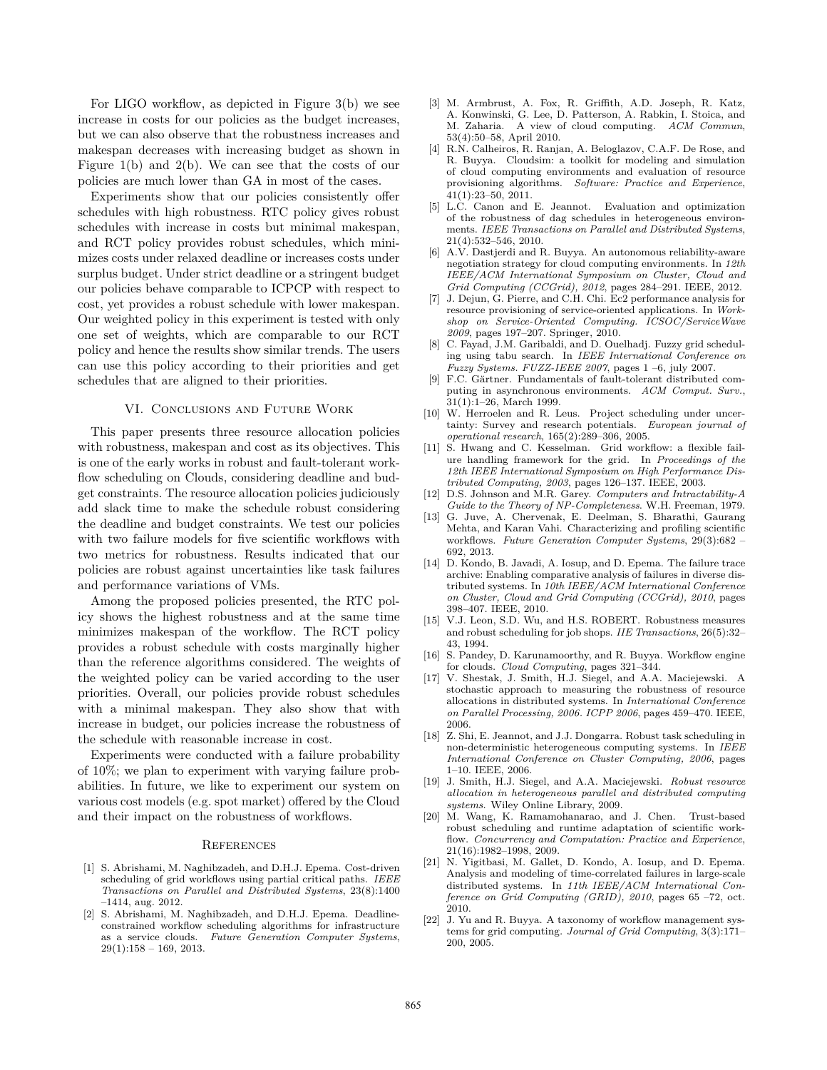For LIGO workflow, as depicted in Figure 3(b) we see increase in costs for our policies as the budget increases, but we can also observe that the robustness increases and makespan decreases with increasing budget as shown in Figure 1(b) and 2(b). We can see that the costs of our policies are much lower than GA in most of the cases.

Experiments show that our policies consistently offer schedules with high robustness. RTC policy gives robust schedules with increase in costs but minimal makespan, and RCT policy provides robust schedules, which minimizes costs under relaxed deadline or increases costs under surplus budget. Under strict deadline or a stringent budget our policies behave comparable to ICPCP with respect to cost, yet provides a robust schedule with lower makespan. Our weighted policy in this experiment is tested with only one set of weights, which are comparable to our RCT policy and hence the results show similar trends. The users can use this policy according to their priorities and get schedules that are aligned to their priorities.

## VI. Conclusions and Future Work

This paper presents three resource allocation policies with robustness, makespan and cost as its objectives. This is one of the early works in robust and fault-tolerant workflow scheduling on Clouds, considering deadline and budget constraints. The resource allocation policies judiciously add slack time to make the schedule robust considering the deadline and budget constraints. We test our policies with two failure models for five scientific workflows with two metrics for robustness. Results indicated that our policies are robust against uncertainties like task failures and performance variations of VMs.

Among the proposed policies presented, the RTC policy shows the highest robustness and at the same time minimizes makespan of the workflow. The RCT policy provides a robust schedule with costs marginally higher than the reference algorithms considered. The weights of the weighted policy can be varied according to the user priorities. Overall, our policies provide robust schedules with a minimal makespan. They also show that with increase in budget, our policies increase the robustness of the schedule with reasonable increase in cost.

Experiments were conducted with a failure probability of 10%; we plan to experiment with varying failure probabilities. In future, we like to experiment our system on various cost models (e.g. spot market) offered by the Cloud and their impact on the robustness of workflows.

## References

[1] S. Abrishami, M. Naghibzadeh, and D.H.J. Epema. Cost-driven scheduling of grid workflows using partial critical paths. *IEEE Transactions on Parallel and Distributed Systems*, 23(8):1400 –1414, aug. 2012.

[2] S. Abrishami, M. Naghibzadeh, and D.H.J. Epema. Deadline-constrained workflow scheduling algorithms for infrastructure as a service clouds. *Future Generation Computer Systems*, 29(1):158 – 169, 2013.

[3] M. Armbrust, A. Fox, R. Griffith, A.D. Joseph, R. Katz, A. Konwinski, G. Lee, D. Patterson, A. Rabkin, I. Stoica, and M. Zaharia. A view of cloud computing. *ACM Commun*, 53(4):50–58, April 2010.

[4] R.N. Calheiros, R. Ranjan, A. Beloglazov, C.A.F. De Rose, and R. Buyya. Cloudsim: a toolkit for modeling and simulation of cloud computing environments and evaluation of resource provisioning algorithms. *Software: Practice and Experience*, 41(1):23–50, 2011.

[5] L.C. Canon and E. Jeannot. Evaluation and optimization of the robustness of dag schedules in heterogeneous environments. *IEEE Transactions on Parallel and Distributed Systems*, 21(4):532–546, 2010.

[6] A.V. Dastjerdi and R. Buyya. An autonomous reliability-aware negotiation strategy for cloud computing environments. In *12th IEEE/ACM International Symposium on Cluster, Cloud and Grid Computing (CCGrid), 2012*, pages 284–291. IEEE, 2012.

[7] J. Dejun, G. Pierre, and C.H. Chi. Ec2 performance analysis for resource provisioning of service-oriented applications. In *Workshop on Service-Oriented Computing. ICSOC/ServiceWave 2009*, pages 197–207. Springer, 2010.

[8] C. Fayad, J.M. Garibaldi, and D. Ouelhadj. Fuzzy grid scheduling using tabu search. In *IEEE International Conference on Fuzzy Systems. FUZZ-IEEE 2007*, pages 1 –6, july 2007.

[9] F.C. Gärtner. Fundamentals of fault-tolerant distributed computing in asynchronous environments. *ACM Comput. Surv.*, 31(1):1–26, March 1999.

[10] W. Herroelen and R. Leus. Project scheduling under uncertainty: Survey and research potentials. *European journal of operational research*, 165(2):289–306, 2005.

[11] S. Hwang and C. Kesselman. Grid workflow: a flexible failure handling framework for the grid. In *Proceedings of the 12th IEEE International Symposium on High Performance Distributed Computing, 2003*, pages 126–137. IEEE, 2003.

[12] D.S. Johnson and M.R. Garey. *Computers and Intractability-A Guide to the Theory of NP-Completeness.* W.H. Freeman, 1979.

[13] G. Juve, A. Chervenak, E. Deelman, S. Bharathi, Gaurang Mehta, and Karan Vahi. Characterizing and profiling scientific workflows. *Future Generation Computer Systems*, 29(3):682 – 692, 2013.

[14] D. Kondo, B. Javadi, A. Iosup, and D. Epema. The failure trace archive: Enabling comparative analysis of failures in diverse distributed systems. In *10th IEEE/ACM International Conference on Cluster, Cloud and Grid Computing (CCGrid), 2010*, pages 398–407. IEEE, 2010.

[15] V.J. Leon, S.D. Wu, and H.S. ROBERT. Robustness measures and robust scheduling for job shops. *IIE Transactions*, 26(5):32–43, 1994.

[16] S. Pandey, D. Karunamoorthy, and R. Buyya. Workflow engine for clouds. *Cloud Computing*, pages 321–344.

[17] V. Shestak, J. Smith, H.J. Siegel, and A.A. Maciejewski. A stochastic approach to measuring the robustness of resource allocations in distributed systems. In *International Conference on Parallel Processing, 2006. ICPP 2006*, pages 459–470. IEEE, 2006.

[18] Z. Shi, E. Jeannot, and J.J. Dongarra. Robust task scheduling in non-deterministic heterogeneous computing systems. In *IEEE International Conference on Cluster Computing, 2006*, pages 1–10. IEEE, 2006.

[19] J. Smith, H.J. Siegel, and A.A. Maciejewski. *Robust resource allocation in heterogeneous parallel and distributed computing systems.* Wiley Online Library, 2009.

[20] M. Wang, K. Ramamohanarao, and J. Chen. Trust-based robust scheduling and runtime adaptation of scientific workflow. *Concurrency and Computation: Practice and Experience*, 21(16):1982–1998, 2009.

[21] N. Yigitbasi, M. Gallet, D. Kondo, A. Iosup, and D. Epema. Analysis and modeling of time-correlated failures in large-scale distributed systems. In *11th IEEE/ACM International Conference on Grid Computing (GRID), 2010*, pages 65 –72, oct. 2010.

[22] J. Yu and R. Buyya. A taxonomy of workflow management systems for grid computing. *Journal of Grid Computing*, 3(3):171–200, 2005.